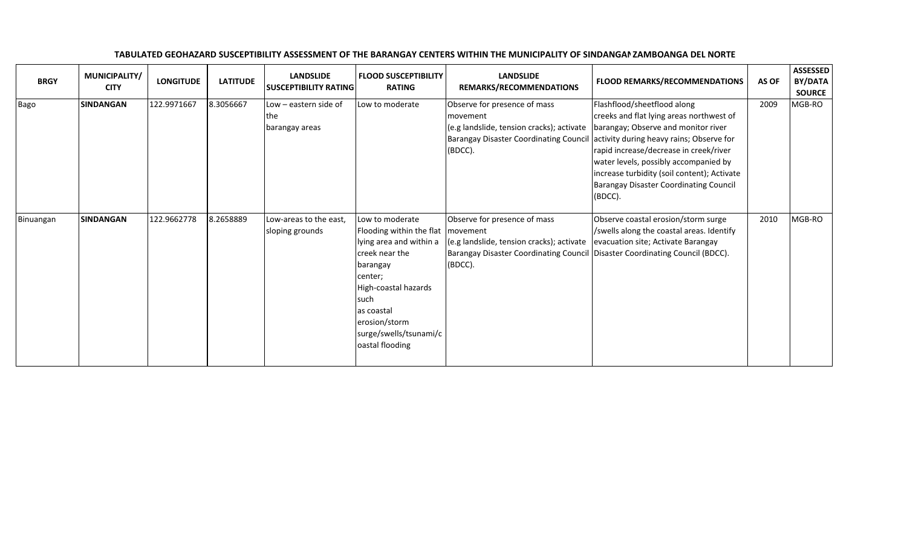**TABULATED GEOHAZARD SUSCEPTIBILITY ASSESSMENT OF THE BARANGAY CENTERS WITHIN THE MUNICIPALITY OF SINDANGAN ZAMBOANGA DEL NORTE**

| BRGY | MUNICIPALITY/ CITY | LONGITUDE | LATITUDE | LANDSLIDE SUSCEPTIBILITY RATING | FLOOD SUSCEPTIBILITY RATING | LANDSLIDE REMARKS/RECOMMENDATIONS | FLOOD REMARKS/RECOMMENDATIONS | AS OF | ASSESSED BY/DATA SOURCE |
|---|---|---|---|---|---|---|---|---|---|
| Bago | **SINDANGAN** | 122.9971667 | 8.3056667 | Low – eastern side of the barangay areas | Low to moderate | Observe for presence of mass movement (e.g landslide, tension cracks); activate Barangay Disaster Coordinating Council (BDCC). | Flashflood/sheetflood along creeks and flat lying areas northwest of barangay; Observe and monitor river activity during heavy rains; Observe for rapid increase/decrease in creek/river water levels, possibly accompanied by increase turbidity (soil content); Activate Barangay Disaster Coordinating Council (BDCC). | 2009 | MGB-RO |
| Binuangan | **SINDANGAN** | 122.9662778 | 8.2658889 | Low-areas to the east, sloping grounds | Low to moderate Flooding within the flat lying area and within a creek near the barangay center; High-coastal hazards such as coastal erosion/storm surge/swells/tsunami/coastal flooding | Observe for presence of mass movement (e.g landslide, tension cracks); activate Barangay Disaster Coordinating Council (BDCC). | Observe coastal erosion/storm surge /swells along the coastal areas. Identify evacuation site; Activate Barangay Disaster Coordinating Council (BDCC). | 2010 | MGB-RO |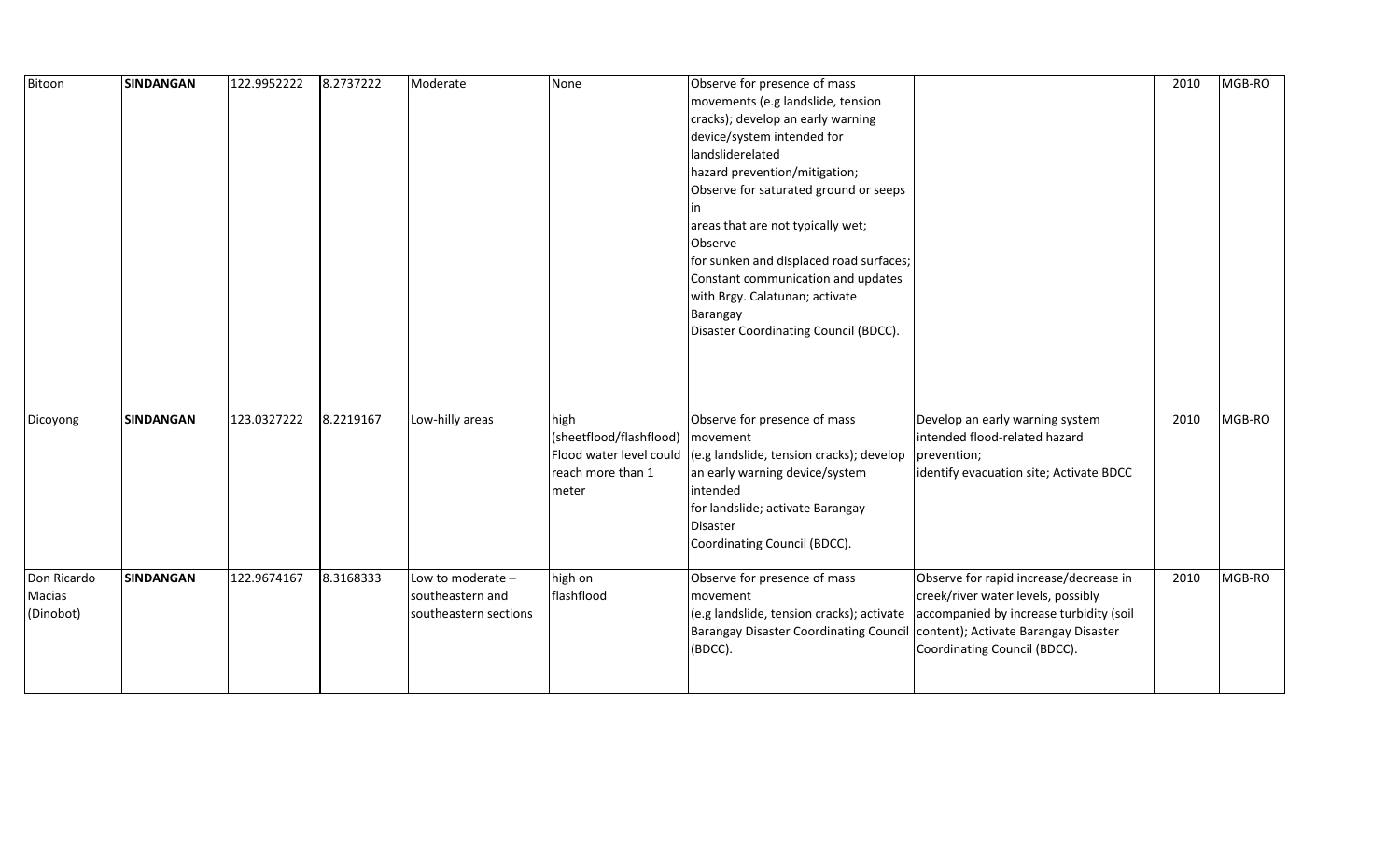| | | | | | | | | | |
|---|---|---|---|---|---|---|---|---|---|
| Bitoon | **SINDANGAN** | 122.9952222 | 8.2737222 | Moderate | None | Observe for presence of mass movements (e.g landslide, tension cracks); develop an early warning device/system intended for landsliderelated hazard prevention/mitigation; Observe for saturated ground or seeps in areas that are not typically wet; Observe for sunken and displaced road surfaces; Constant communication and updates with Brgy. Calatunan; activate Barangay Disaster Coordinating Council (BDCC). | | 2010 | MGB-RO |
| Dicoyong | **SINDANGAN** | 123.0327222 | 8.2219167 | Low-hilly areas | high (sheetflood/flashflood) Flood water level could reach more than 1 meter | Observe for presence of mass movement (e.g landslide, tension cracks); develop an early warning device/system intended for landslide; activate Barangay Disaster Coordinating Council (BDCC). | Develop an early warning system intended flood-related hazard prevention; identify evacuation site; Activate BDCC | 2010 | MGB-RO |
| Don Ricardo Macias (Dinobot) | **SINDANGAN** | 122.9674167 | 8.3168333 | Low to moderate – southeastern and southeastern sections | high on flashflood | Observe for presence of mass movement (e.g landslide, tension cracks); activate Barangay Disaster Coordinating Council (BDCC). | Observe for rapid increase/decrease in creek/river water levels, possibly accompanied by increase turbidity (soil content); Activate Barangay Disaster Coordinating Council (BDCC). | 2010 | MGB-RO |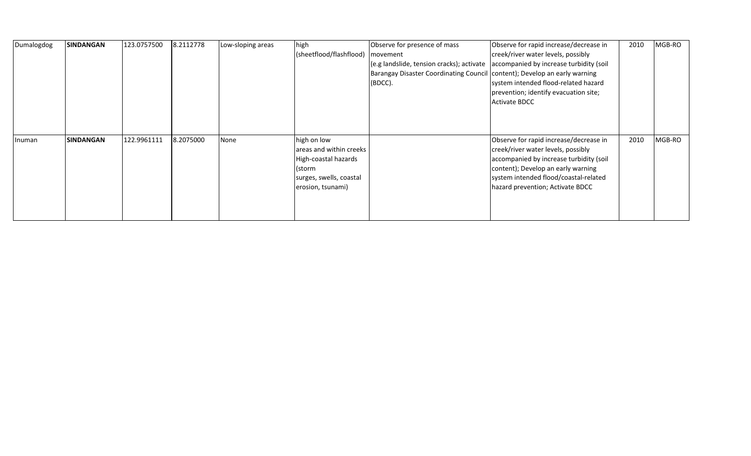| Dumalogdog | **SINDANGAN** | 123.0757500 | 8.2112778 | Low-sloping areas | high (sheetflood/flashflood) | Observe for presence of mass movement (e.g landslide, tension cracks); activate Barangay Disaster Coordinating Council (BDCC). | Observe for rapid increase/decrease in creek/river water levels, possibly accompanied by increase turbidity (soil content); Develop an early warning system intended flood-related hazard prevention; identify evacuation site; Activate BDCC | 2010 | MGB-RO |
|---|---|---|---|---|---|---|---|---|---|
| Inuman | **SINDANGAN** | 122.9961111 | 8.2075000 | None | high on low areas and within creeks High-coastal hazards (storm surges, swells, coastal erosion, tsunami) | | Observe for rapid increase/decrease in creek/river water levels, possibly accompanied by increase turbidity (soil content); Develop an early warning system intended flood/coastal-related hazard prevention; Activate BDCC | 2010 | MGB-RO |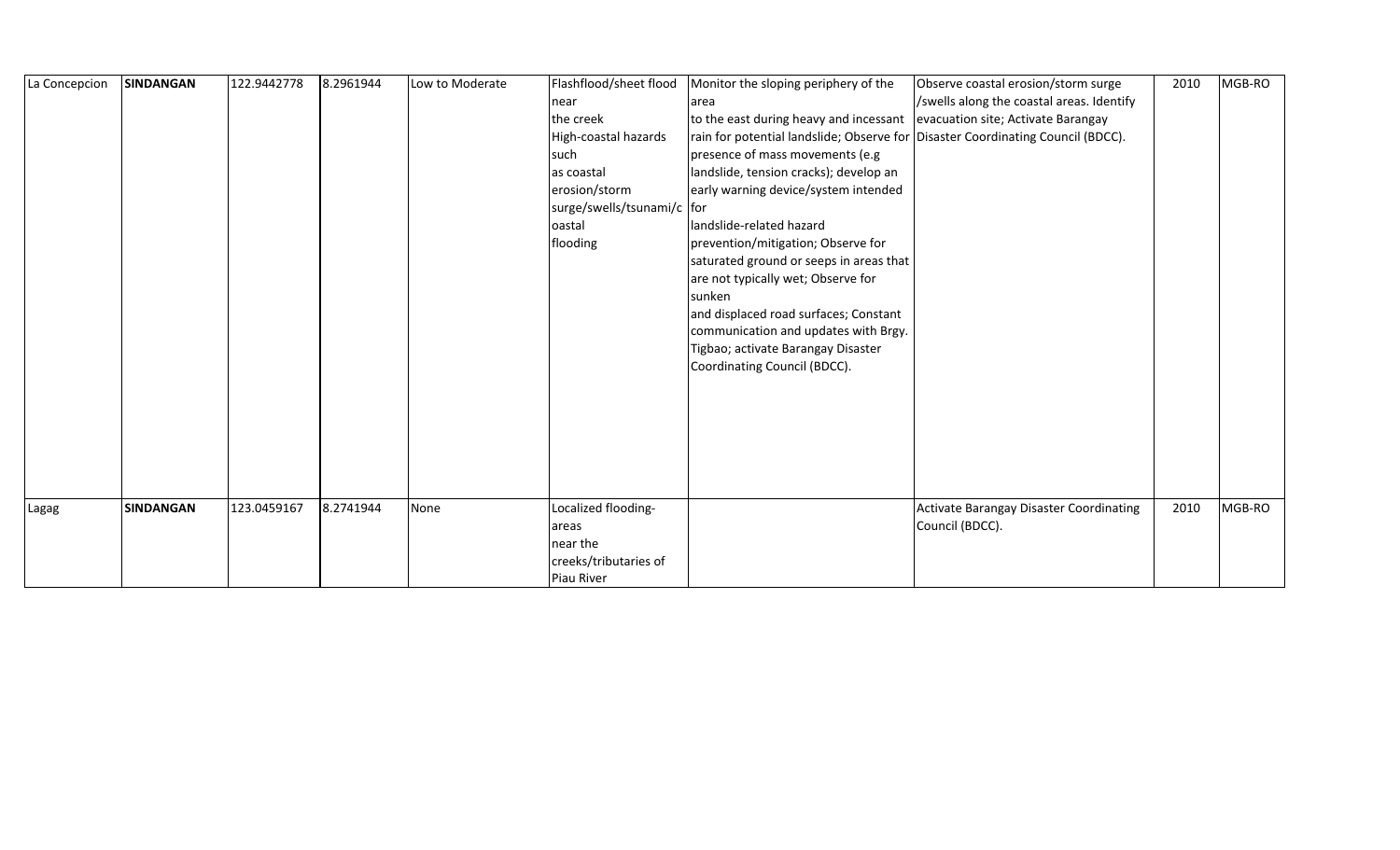| La Concepcion | **SINDANGAN** | 122.9442778 | 8.2961944 | Low to Moderate | Flashflood/sheet flood near the creek High-coastal hazards such as coastal erosion/storm surge/swells/tsunami/coastal flooding | Monitor the sloping periphery of the area to the east during heavy and incessant rain for potential landslide; Observe for presence of mass movements (e.g landslide, tension cracks); develop an early warning device/system intended for landslide-related hazard prevention/mitigation; Observe for saturated ground or seeps in areas that are not typically wet; Observe for sunken and displaced road surfaces; Constant communication and updates with Brgy. Tigbao; activate Barangay Disaster Coordinating Council (BDCC). | Observe coastal erosion/storm surge /swells along the coastal areas. Identify evacuation site; Activate Barangay Disaster Coordinating Council (BDCC). | 2010 | MGB-RO |
|---|---|---|---|---|---|---|---|---|---|
| Lagag | **SINDANGAN** | 123.0459167 | 8.2741944 | None | Localized flooding-areas near the creeks/tributaries of Piau River | | Activate Barangay Disaster Coordinating Council (BDCC). | 2010 | MGB-RO |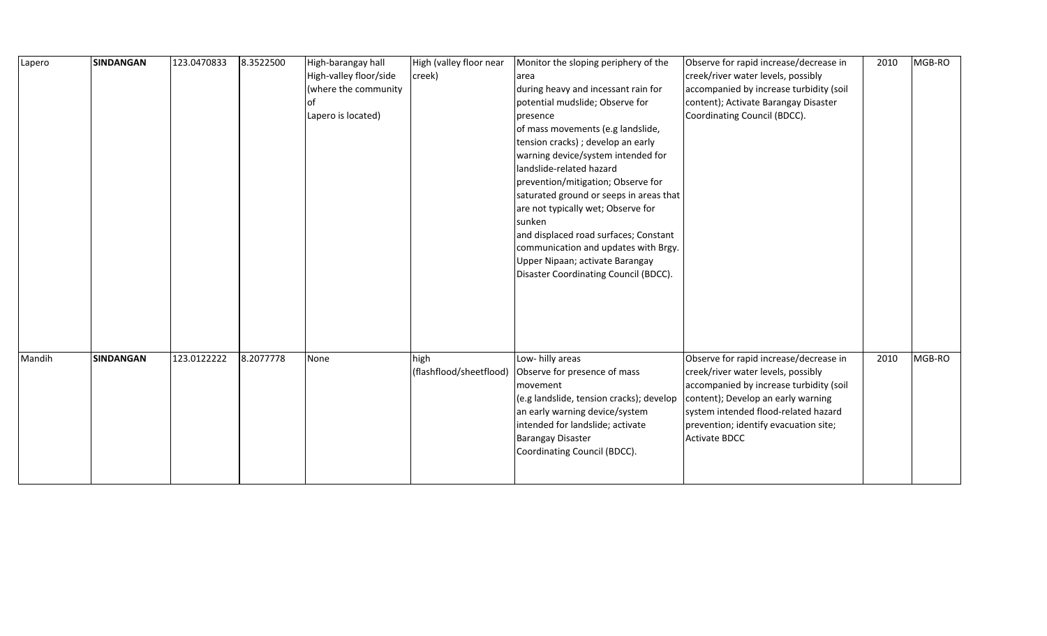| Lapero | **SINDANGAN** | 123.0470833 | 8.3522500 | High-barangay hall High-valley floor/side (where the community of Lapero is located) | High (valley floor near creek) | Monitor the sloping periphery of the area during heavy and incessant rain for potential mudslide; Observe for presence of mass movements (e.g landslide, tension cracks) ; develop an early warning device/system intended for landslide-related hazard prevention/mitigation; Observe for saturated ground or seeps in areas that are not typically wet; Observe for sunken and displaced road surfaces; Constant communication and updates with Brgy. Upper Nipaan; activate Barangay Disaster Coordinating Council (BDCC). | Observe for rapid increase/decrease in creek/river water levels, possibly accompanied by increase turbidity (soil content); Activate Barangay Disaster Coordinating Council (BDCC). | 2010 | MGB-RO |
|---|---|---|---|---|---|---|---|---|---|
| Mandih | **SINDANGAN** | 123.0122222 | 8.2077778 | None | high (flashflood/sheetflood) | Low- hilly areas Observe for presence of mass movement (e.g landslide, tension cracks); develop an early warning device/system intended for landslide; activate Barangay Disaster Coordinating Council (BDCC). | Observe for rapid increase/decrease in creek/river water levels, possibly accompanied by increase turbidity (soil content); Develop an early warning system intended flood-related hazard prevention; identify evacuation site; Activate BDCC | 2010 | MGB-RO |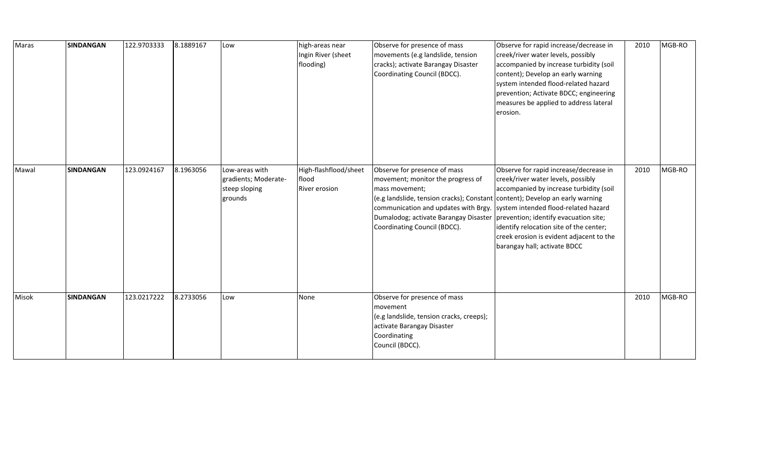| | | | | | | | | | |
|---|---|---|---|---|---|---|---|---|---|
| Maras | **SINDANGAN** | 122.9703333 | 8.1889167 | Low | high-areas near Ingin River (sheet flooding) | Observe for presence of mass movements (e.g landslide, tension cracks); activate Barangay Disaster Coordinating Council (BDCC). | Observe for rapid increase/decrease in creek/river water levels, possibly accompanied by increase turbidity (soil content); Develop an early warning system intended flood-related hazard prevention; Activate BDCC; engineering measures be applied to address lateral erosion. | 2010 | MGB-RO |
| Mawal | **SINDANGAN** | 123.0924167 | 8.1963056 | Low-areas with gradients; Moderate-steep sloping grounds | High-flashflood/sheet flood River erosion | Observe for presence of mass movement; monitor the progress of mass movement; (e.g landslide, tension cracks); Constant communication and updates with Brgy. Dumalodog; activate Barangay Disaster Coordinating Council (BDCC). | Observe for rapid increase/decrease in creek/river water levels, possibly accompanied by increase turbidity (soil content); Develop an early warning system intended flood-related hazard prevention; identify evacuation site; identify relocation site of the center; creek erosion is evident adjacent to the barangay hall; activate BDCC | 2010 | MGB-RO |
| Misok | **SINDANGAN** | 123.0217222 | 8.2733056 | Low | None | Observe for presence of mass movement (e.g landslide, tension cracks, creeps); activate Barangay Disaster Coordinating Council (BDCC). | | 2010 | MGB-RO |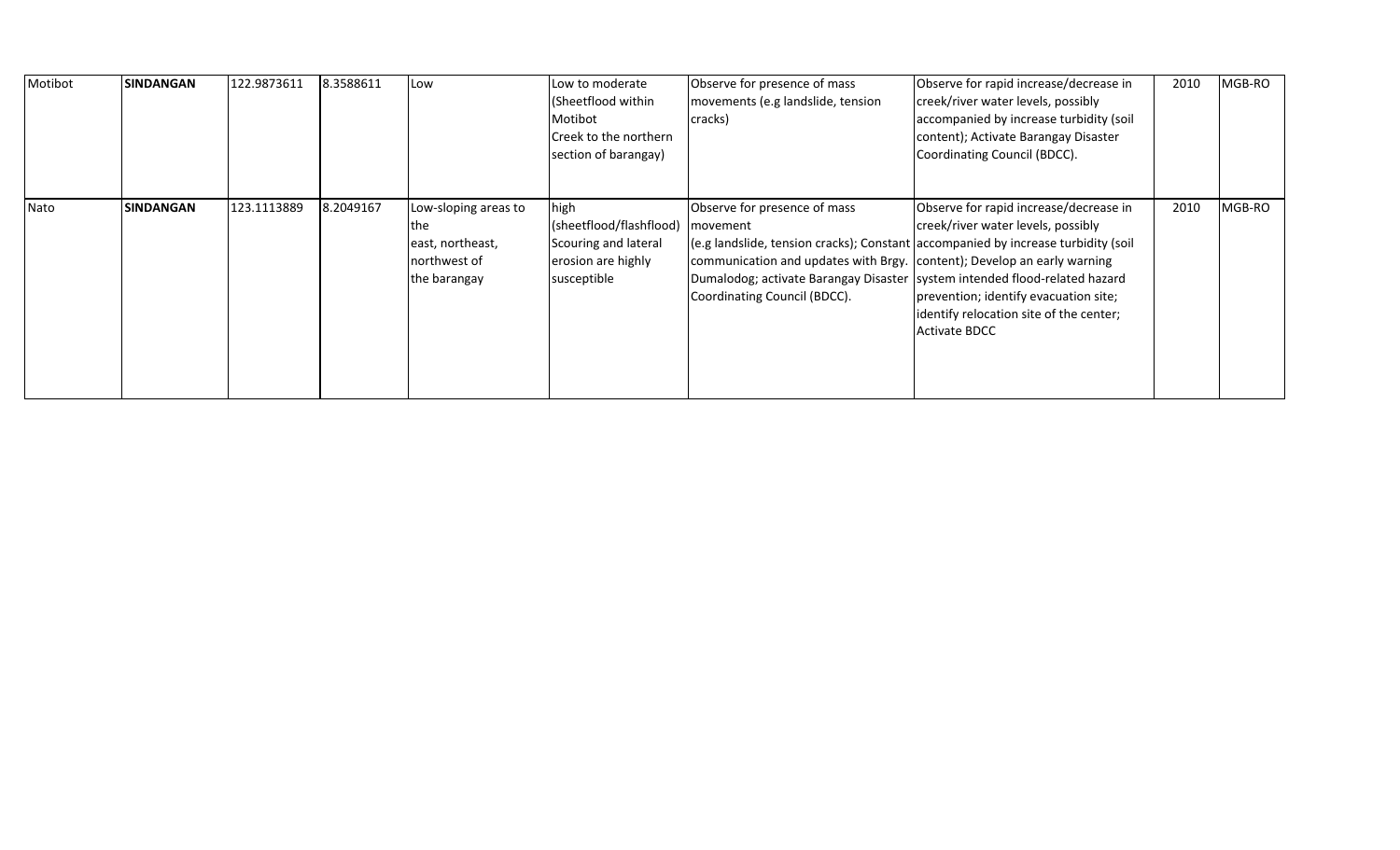| Motibot | **SINDANGAN** | 122.9873611 | 8.3588611 | Low | Low to moderate (Sheetflood within Motibot Creek to the northern section of barangay) | Observe for presence of mass movements (e.g landslide, tension cracks) | Observe for rapid increase/decrease in creek/river water levels, possibly accompanied by increase turbidity (soil content); Activate Barangay Disaster Coordinating Council (BDCC). | 2010 | MGB-RO |
|---|---|---|---|---|---|---|---|---|---|
| Nato | **SINDANGAN** | 123.1113889 | 8.2049167 | Low-sloping areas to the east, northeast, northwest of the barangay | high (sheetflood/flashflood) Scouring and lateral erosion are highly susceptible | Observe for presence of mass movement (e.g landslide, tension cracks); Constant communication and updates with Brgy. Dumalodog; activate Barangay Disaster Coordinating Council (BDCC). | Observe for rapid increase/decrease in creek/river water levels, possibly accompanied by increase turbidity (soil content); Develop an early warning system intended flood-related hazard prevention; identify evacuation site; identify relocation site of the center; Activate BDCC | 2010 | MGB-RO |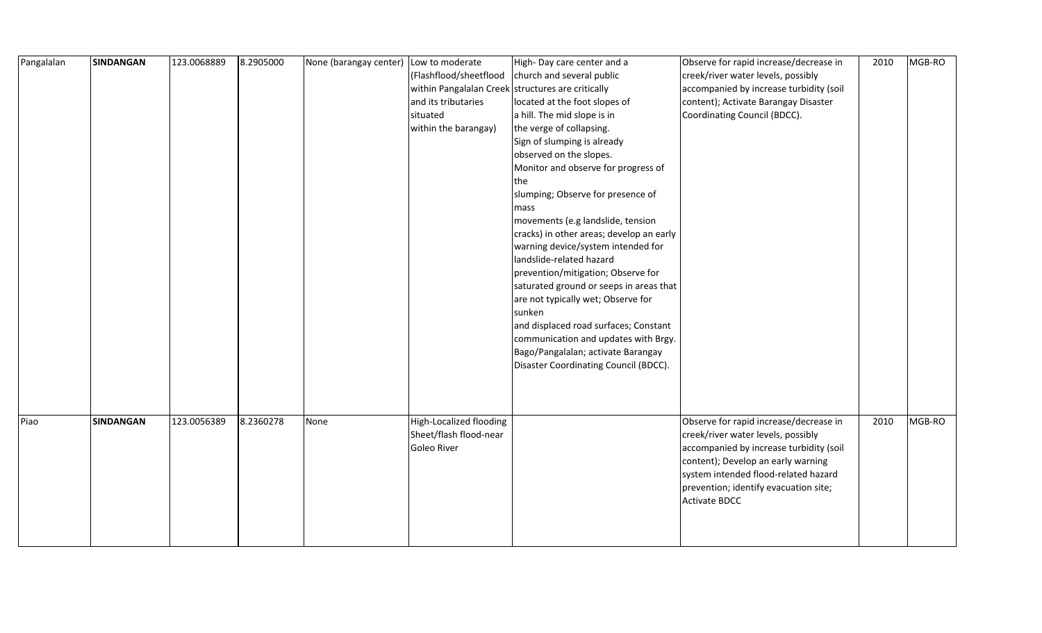| | | | | | | | | | |
|---|---|---|---|---|---|---|---|---|---|
| Pangalalan | **SINDANGAN** | 123.0068889 | 8.2905000 | None (barangay center) | Low to moderate (Flashflood/sheetflood within Pangalalan Creek and its tributaries situated within the barangay) | High- Day care center and a church and several public structures are critically located at the foot slopes of a hill. The mid slope is in the verge of collapsing. Sign of slumping is already observed on the slopes. Monitor and observe for progress of the slumping; Observe for presence of mass movements (e.g landslide, tension cracks) in other areas; develop an early warning device/system intended for landslide-related hazard prevention/mitigation; Observe for saturated ground or seeps in areas that are not typically wet; Observe for sunken and displaced road surfaces; Constant communication and updates with Brgy. Bago/Pangalalan; activate Barangay Disaster Coordinating Council (BDCC). | Observe for rapid increase/decrease in creek/river water levels, possibly accompanied by increase turbidity (soil content); Activate Barangay Disaster Coordinating Council (BDCC). | 2010 | MGB-RO |
| Piao | **SINDANGAN** | 123.0056389 | 8.2360278 | None | High-Localized flooding Sheet/flash flood-near Goleo River | | Observe for rapid increase/decrease in creek/river water levels, possibly accompanied by increase turbidity (soil content); Develop an early warning system intended flood-related hazard prevention; identify evacuation site; Activate BDCC | 2010 | MGB-RO |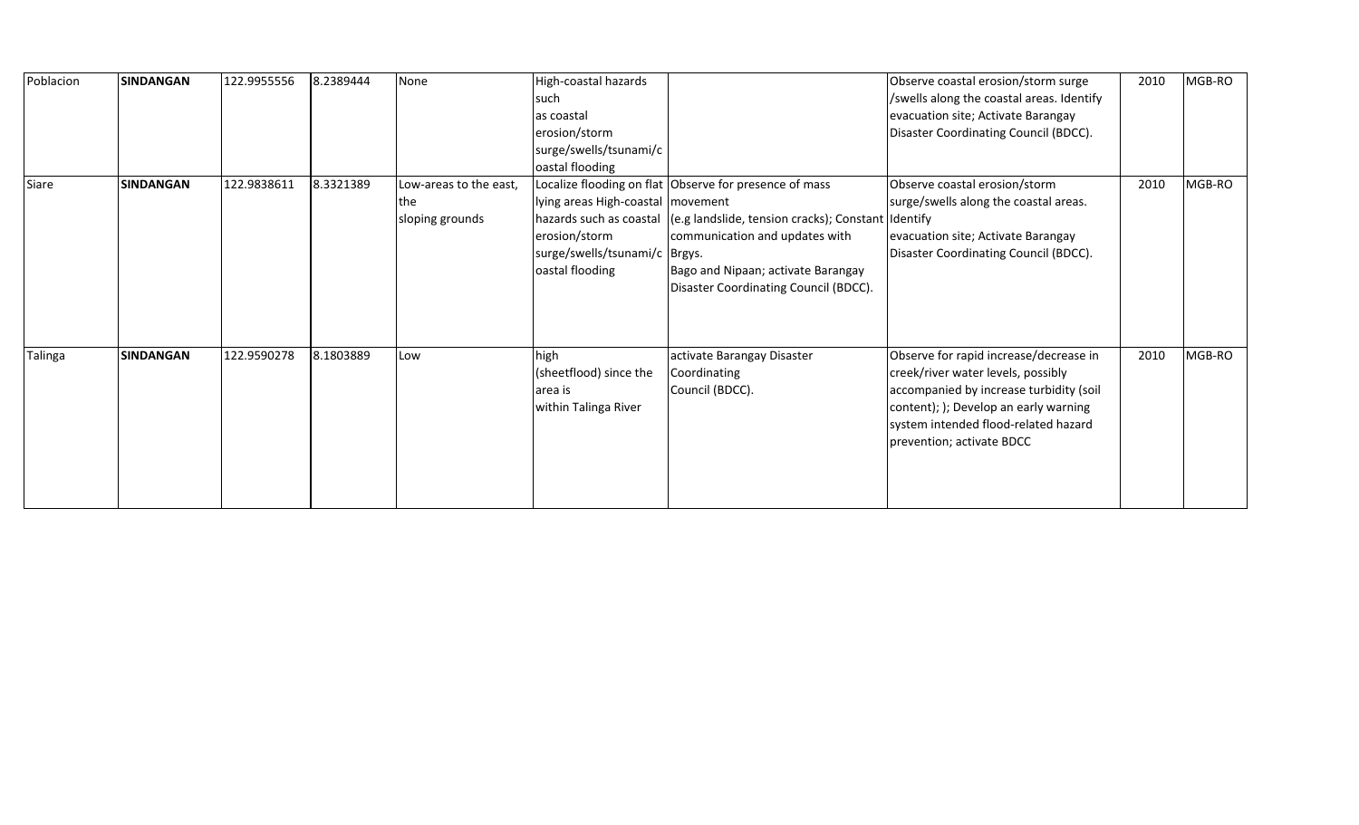| Poblacion | **SINDANGAN** | 122.9955556 | 8.2389444 | None | High-coastal hazards such as coastal erosion/storm surge/swells/tsunami/coastal flooding | | Observe coastal erosion/storm surge /swells along the coastal areas. Identify evacuation site; Activate Barangay Disaster Coordinating Council (BDCC). | 2010 | MGB-RO |
|---|---|---|---|---|---|---|---|---|---|
| Siare | **SINDANGAN** | 122.9838611 | 8.3321389 | Low-areas to the east, the sloping grounds | Localize flooding on flat lying areas High-coastal hazards such as coastal erosion/storm surge/swells/tsunami/coastal flooding | Observe for presence of mass movement (e.g landslide, tension cracks); Constant communication and updates with Brgys. Bago and Nipaan; activate Barangay Disaster Coordinating Council (BDCC). | Observe coastal erosion/storm surge/swells along the coastal areas. Identify evacuation site; Activate Barangay Disaster Coordinating Council (BDCC). | 2010 | MGB-RO |
| Talinga | **SINDANGAN** | 122.9590278 | 8.1803889 | Low | high (sheetflood) since the area is within Talinga River | activate Barangay Disaster Coordinating Council (BDCC). | Observe for rapid increase/decrease in creek/river water levels, possibly accompanied by increase turbidity (soil content); ); Develop an early warning system intended flood-related hazard prevention; activate BDCC | 2010 | MGB-RO |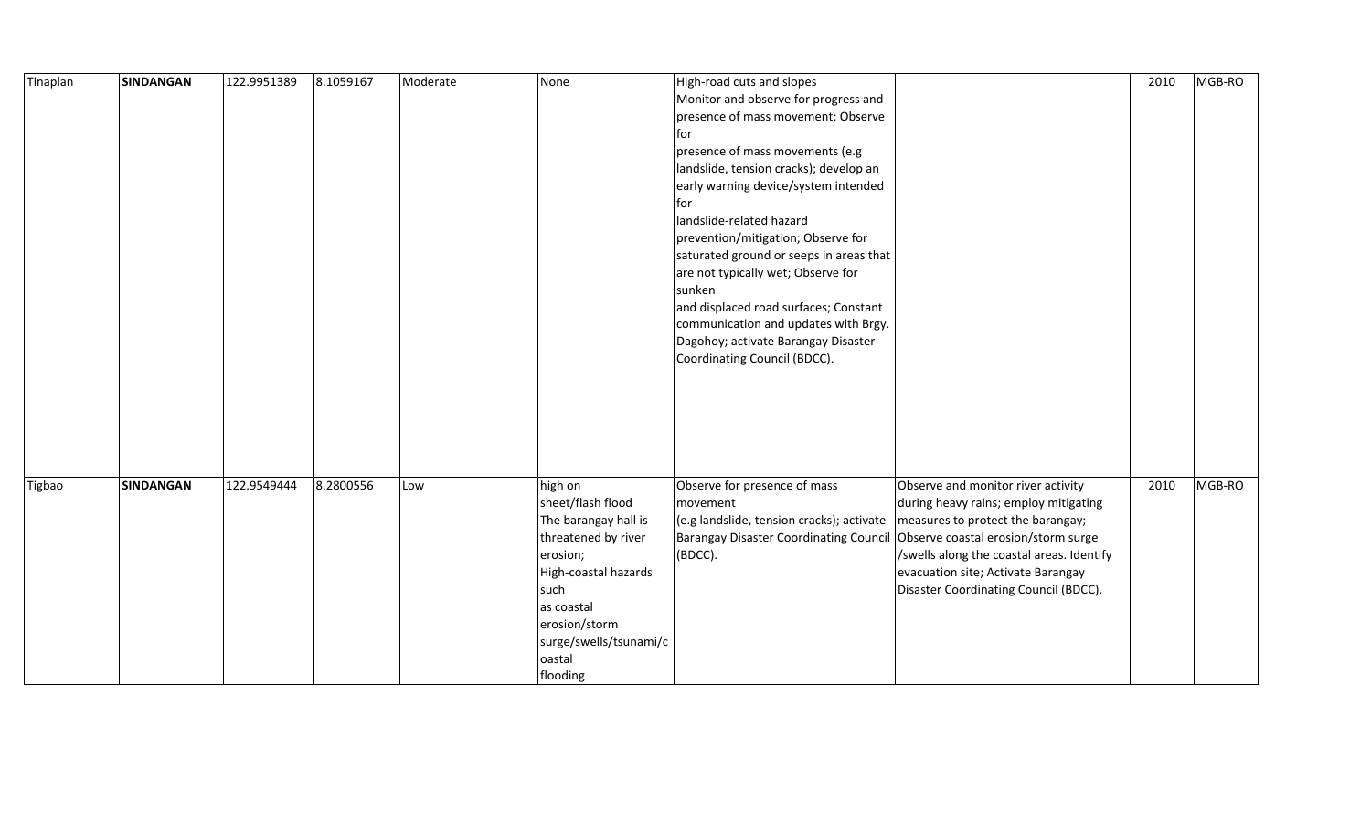| Tinaplan | **SINDANGAN** | 122.9951389 | 8.1059167 | Moderate | None | High-road cuts and slopes<br>Monitor and observe for progress and presence of mass movement; Observe for<br>presence of mass movements (e.g landslide, tension cracks); develop an early warning device/system intended for<br>landslide-related hazard prevention/mitigation; Observe for saturated ground or seeps in areas that are not typically wet; Observe for sunken<br>and displaced road surfaces; Constant communication and updates with Brgy. Dagohoy; activate Barangay Disaster Coordinating Council (BDCC). | | 2010 | MGB-RO |
|---|---|---|---|---|---|---|---|---|---|
| Tigbao | **SINDANGAN** | 122.9549444 | 8.2800556 | Low | high on<br>sheet/flash flood<br>The barangay hall is threatened by river erosion;<br>High-coastal hazards such<br>as coastal erosion/storm surge/swells/tsunami/coastal<br>flooding | Observe for presence of mass movement<br>(e.g landslide, tension cracks); activate Barangay Disaster Coordinating Council (BDCC). | Observe and monitor river activity during heavy rains; employ mitigating measures to protect the barangay; Observe coastal erosion/storm surge /swells along the coastal areas. Identify evacuation site; Activate Barangay Disaster Coordinating Council (BDCC). | 2010 | MGB-RO |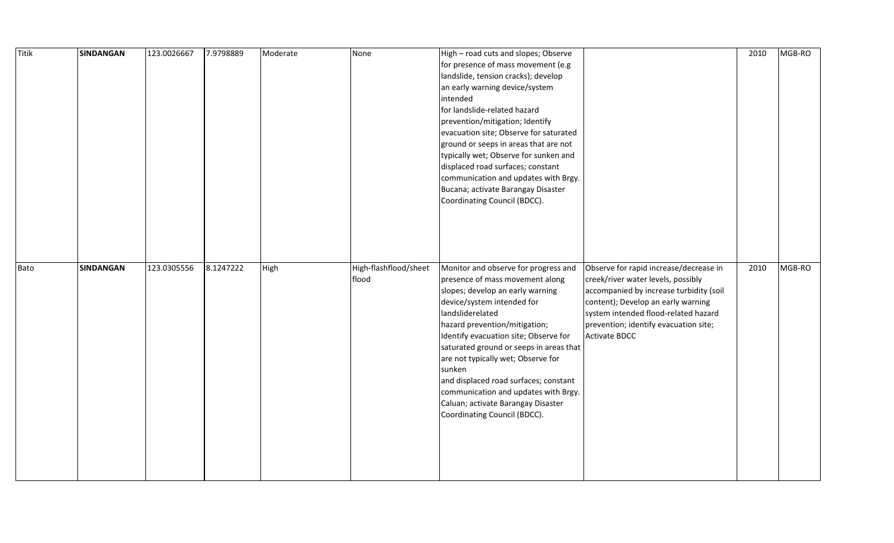| | | | | | | | | | |
|---|---|---|---|---|---|---|---|---|---|
| Titik | **SINDANGAN** | 123.0026667 | 7.9798889 | Moderate | None | High – road cuts and slopes; Observe for presence of mass movement (e.g landslide, tension cracks); develop an early warning device/system intended for landslide-related hazard prevention/mitigation; Identify evacuation site; Observe for saturated ground or seeps in areas that are not typically wet; Observe for sunken and displaced road surfaces; constant communication and updates with Brgy. Bucana; activate Barangay Disaster Coordinating Council (BDCC). | | 2010 | MGB-RO |
| Bato | **SINDANGAN** | 123.0305556 | 8.1247222 | High | High-flashflood/sheet flood | Monitor and observe for progress and presence of mass movement along slopes; develop an early warning device/system intended for landsliderelated hazard prevention/mitigation; Identify evacuation site; Observe for saturated ground or seeps in areas that are not typically wet; Observe for sunken and displaced road surfaces; constant communication and updates with Brgy. Caluan; activate Barangay Disaster Coordinating Council (BDCC). | Observe for rapid increase/decrease in creek/river water levels, possibly accompanied by increase turbidity (soil content); Develop an early warning system intended flood-related hazard prevention; identify evacuation site; Activate BDCC | 2010 | MGB-RO |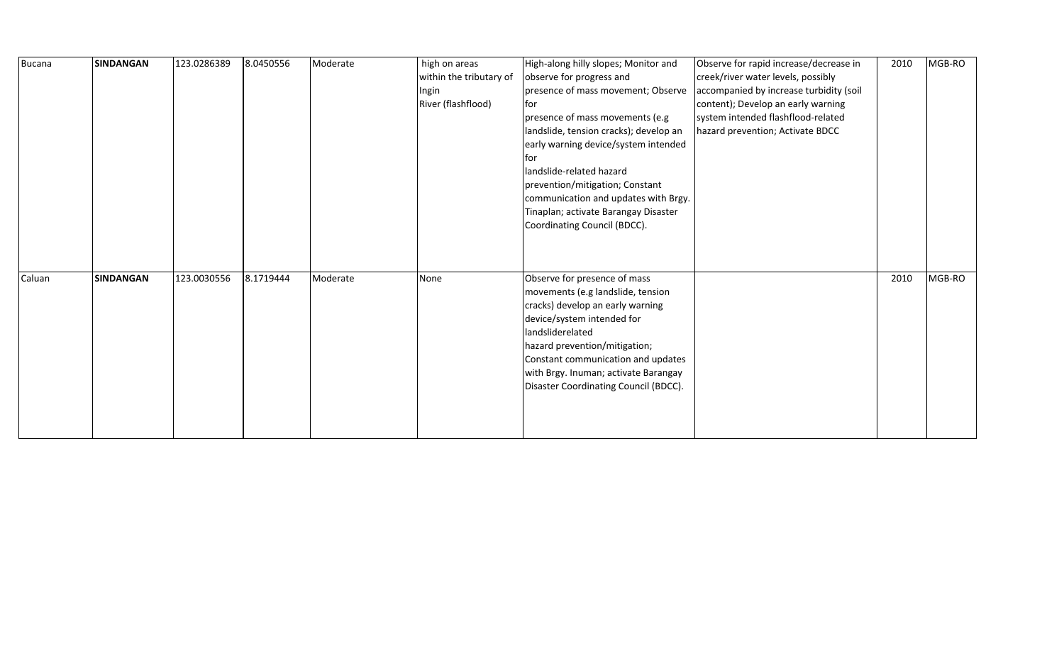| | | | | | | | | | |
|---|---|---|---|---|---|---|---|---|---|
| Bucana | **SINDANGAN** | 123.0286389 | 8.0450556 | Moderate | high on areas within the tributary of Ingin River (flashflood) | High-along hilly slopes; Monitor and observe for progress and presence of mass movement; Observe for presence of mass movements (e.g landslide, tension cracks); develop an early warning device/system intended for landslide-related hazard prevention/mitigation; Constant communication and updates with Brgy. Tinaplan; activate Barangay Disaster Coordinating Council (BDCC). | Observe for rapid increase/decrease in creek/river water levels, possibly accompanied by increase turbidity (soil content); Develop an early warning system intended flashflood-related hazard prevention; Activate BDCC | 2010 | MGB-RO |
| Caluan | **SINDANGAN** | 123.0030556 | 8.1719444 | Moderate | None | Observe for presence of mass movements (e.g landslide, tension cracks) develop an early warning device/system intended for landsliderelated hazard prevention/mitigation; Constant communication and updates with Brgy. Inuman; activate Barangay Disaster Coordinating Council (BDCC). | | 2010 | MGB-RO |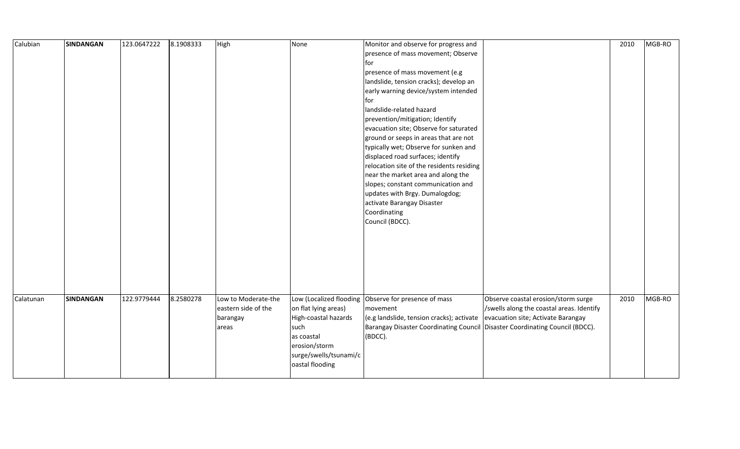| | | | | | | | | | |
|---|---|---|---|---|---|---|---|---|---|
| Calubian | **SINDANGAN** | 123.0647222 | 8.1908333 | High | None | Monitor and observe for progress and presence of mass movement; Observe for presence of mass movement (e.g landslide, tension cracks); develop an early warning device/system intended for landslide-related hazard prevention/mitigation; Identify evacuation site; Observe for saturated ground or seeps in areas that are not typically wet; Observe for sunken and displaced road surfaces; identify relocation site of the residents residing near the market area and along the slopes; constant communication and updates with Brgy. Dumalogdog; activate Barangay Disaster Coordinating Council (BDCC). | | 2010 | MGB-RO |
| Calatunan | **SINDANGAN** | 122.9779444 | 8.2580278 | Low to Moderate-the eastern side of the barangay areas | Low (Localized flooding on flat lying areas) High-coastal hazards such as coastal erosion/storm surge/swells/tsunami/coastal flooding | Observe for presence of mass movement (e.g landslide, tension cracks); activate Barangay Disaster Coordinating Council (BDCC). | Observe coastal erosion/storm surge /swells along the coastal areas. Identify evacuation site; Activate Barangay Disaster Coordinating Council (BDCC). | 2010 | MGB-RO |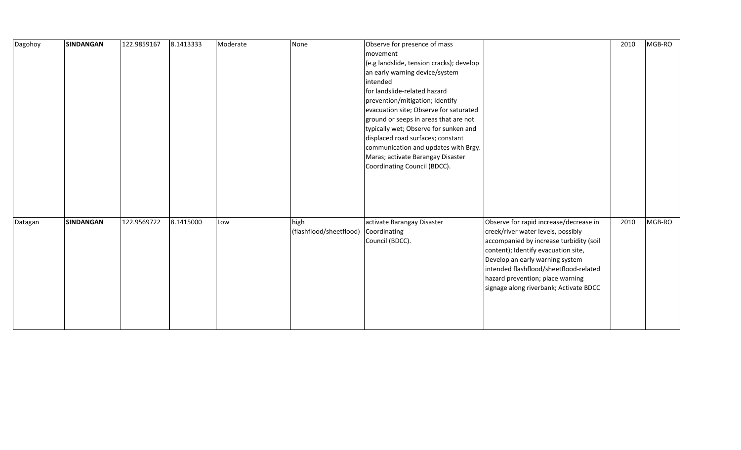| | | | | | | | | | |
|---|---|---|---|---|---|---|---|---|---|
| Dagohoy | **SINDANGAN** | 122.9859167 | 8.1413333 | Moderate | None | Observe for presence of mass movement (e.g landslide, tension cracks); develop an early warning device/system intended for landslide-related hazard prevention/mitigation; Identify evacuation site; Observe for saturated ground or seeps in areas that are not typically wet; Observe for sunken and displaced road surfaces; constant communication and updates with Brgy. Maras; activate Barangay Disaster Coordinating Council (BDCC). | | 2010 | MGB-RO |
| Datagan | **SINDANGAN** | 122.9569722 | 8.1415000 | Low | high (flashflood/sheetflood) | activate Barangay Disaster Coordinating Council (BDCC). | Observe for rapid increase/decrease in creek/river water levels, possibly accompanied by increase turbidity (soil content); Identify evacuation site, Develop an early warning system intended flashflood/sheetflood-related hazard prevention; place warning signage along riverbank; Activate BDCC | 2010 | MGB-RO |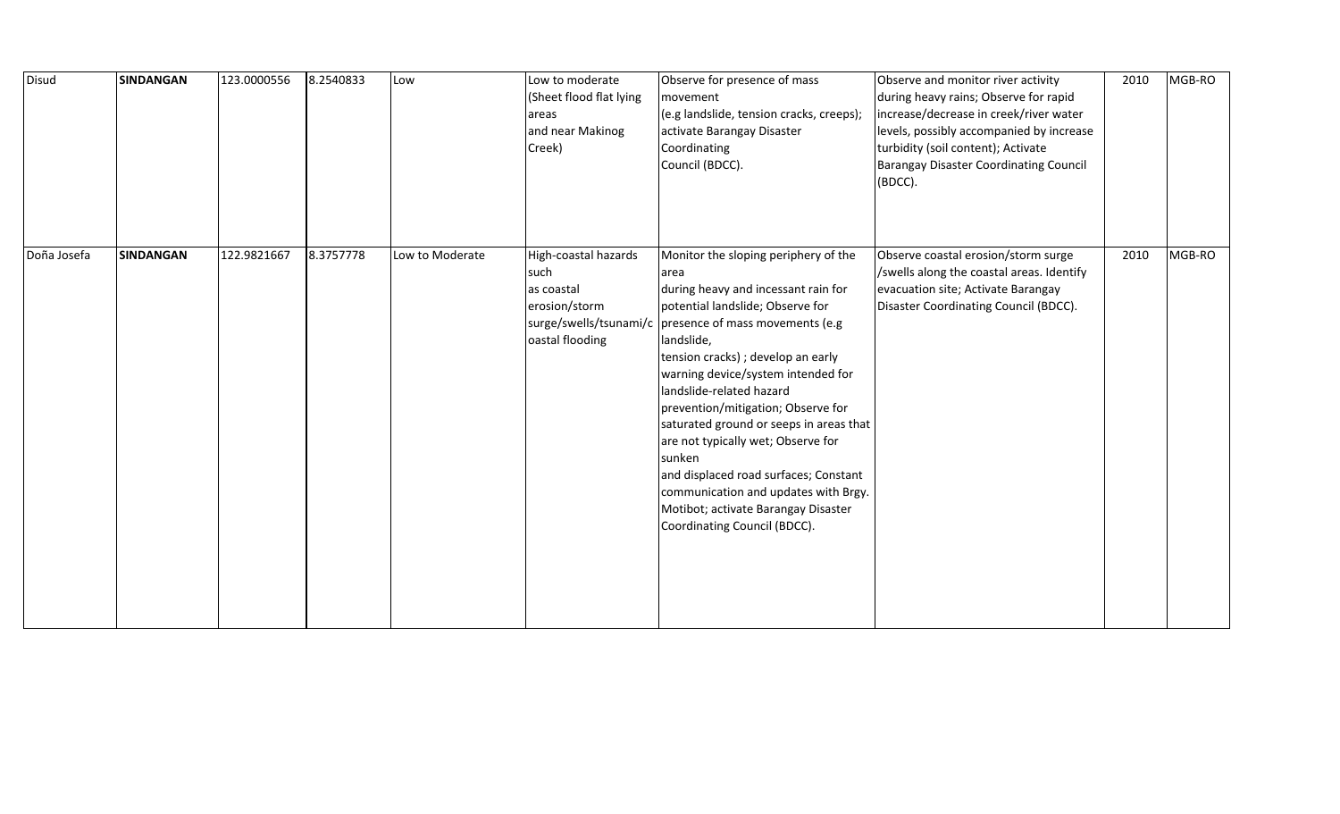| Disud | **SINDANGAN** | 123.0000556 | 8.2540833 | Low | Low to moderate (Sheet flood flat lying areas and near Makinog Creek) | Observe for presence of mass movement (e.g landslide, tension cracks, creeps); activate Barangay Disaster Coordinating Council (BDCC). | Observe and monitor river activity during heavy rains; Observe for rapid increase/decrease in creek/river water levels, possibly accompanied by increase turbidity (soil content); Activate Barangay Disaster Coordinating Council (BDCC). | 2010 | MGB-RO |
|---|---|---|---|---|---|---|---|---|---|
| Doña Josefa | **SINDANGAN** | 122.9821667 | 8.3757778 | Low to Moderate | High-coastal hazards such as coastal erosion/storm surge/swells/tsunami/coastal flooding | Monitor the sloping periphery of the area during heavy and incessant rain for potential landslide; Observe for presence of mass movements (e.g landslide, tension cracks) ; develop an early warning device/system intended for landslide-related hazard prevention/mitigation; Observe for saturated ground or seeps in areas that are not typically wet; Observe for sunken and displaced road surfaces; Constant communication and updates with Brgy. Motibot; activate Barangay Disaster Coordinating Council (BDCC). | Observe coastal erosion/storm surge /swells along the coastal areas. Identify evacuation site; Activate Barangay Disaster Coordinating Council (BDCC). | 2010 | MGB-RO |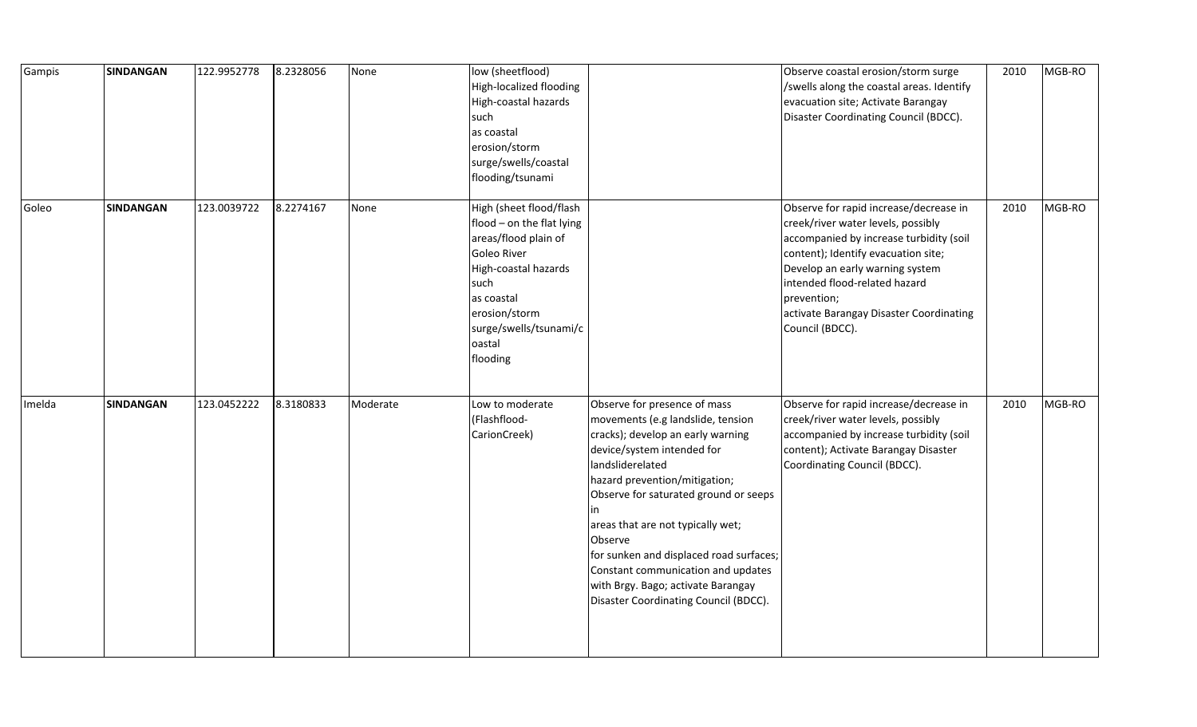| Gampis | **SINDANGAN** | 122.9952778 | 8.2328056 | None | low (sheetflood) High-localized flooding High-coastal hazards such as coastal erosion/storm surge/swells/coastal flooding/tsunami | | Observe coastal erosion/storm surge /swells along the coastal areas. Identify evacuation site; Activate Barangay Disaster Coordinating Council (BDCC). | 2010 | MGB-RO |
|---|---|---|---|---|---|---|---|---|---|
| Goleo | **SINDANGAN** | 123.0039722 | 8.2274167 | None | High (sheet flood/flash flood – on the flat lying areas/flood plain of Goleo River High-coastal hazards such as coastal erosion/storm surge/swells/tsunami/coastal flooding | | Observe for rapid increase/decrease in creek/river water levels, possibly accompanied by increase turbidity (soil content); Identify evacuation site; Develop an early warning system intended flood-related hazard prevention; activate Barangay Disaster Coordinating Council (BDCC). | 2010 | MGB-RO |
| Imelda | **SINDANGAN** | 123.0452222 | 8.3180833 | Moderate | Low to moderate (Flashflood-CarionCreek) | Observe for presence of mass movements (e.g landslide, tension cracks); develop an early warning device/system intended for landsliderelated hazard prevention/mitigation; Observe for saturated ground or seeps in areas that are not typically wet; Observe for sunken and displaced road surfaces; Constant communication and updates with Brgy. Bago; activate Barangay Disaster Coordinating Council (BDCC). | Observe for rapid increase/decrease in creek/river water levels, possibly accompanied by increase turbidity (soil content); Activate Barangay Disaster Coordinating Council (BDCC). | 2010 | MGB-RO |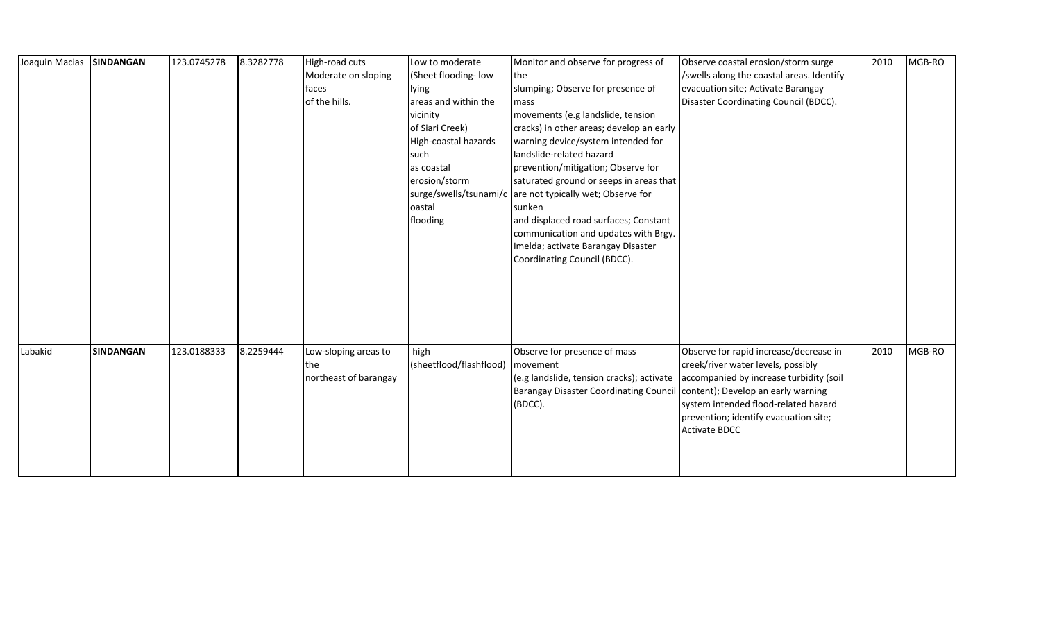| Joaquin Macias | **SINDANGAN** | 123.0745278 | 8.3282778 | High-road cuts Moderate on sloping faces of the hills. | Low to moderate (Sheet flooding- low lying areas and within the vicinity of Siari Creek) High-coastal hazards such as coastal erosion/storm surge/swells/tsunami/coastal flooding | Monitor and observe for progress of the slumping; Observe for presence of mass movements (e.g landslide, tension cracks) in other areas; develop an early warning device/system intended for landslide-related hazard prevention/mitigation; Observe for saturated ground or seeps in areas that are not typically wet; Observe for sunken and displaced road surfaces; Constant communication and updates with Brgy. Imelda; activate Barangay Disaster Coordinating Council (BDCC). | Observe coastal erosion/storm surge /swells along the coastal areas. Identify evacuation site; Activate Barangay Disaster Coordinating Council (BDCC). | 2010 | MGB-RO |
|---|---|---|---|---|---|---|---|---|---|
| Labakid | **SINDANGAN** | 123.0188333 | 8.2259444 | Low-sloping areas to the northeast of barangay | high (sheetflood/flashflood) | Observe for presence of mass movement (e.g landslide, tension cracks); activate Barangay Disaster Coordinating Council (BDCC). | Observe for rapid increase/decrease in creek/river water levels, possibly accompanied by increase turbidity (soil content); Develop an early warning system intended flood-related hazard prevention; identify evacuation site; Activate BDCC | 2010 | MGB-RO |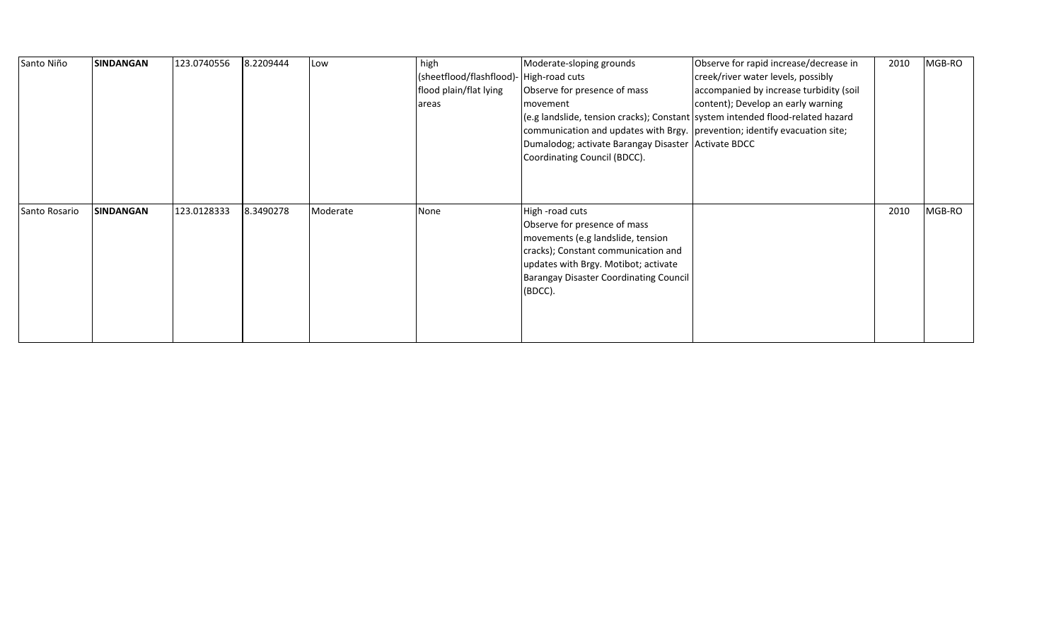| | | | | | | | | | |
|---|---|---|---|---|---|---|---|---|---|
| Santo Niño | **SINDANGAN** | 123.0740556 | 8.2209444 | Low | high (sheetflood/flashflood)- flood plain/flat lying areas | Moderate-sloping grounds High-road cuts Observe for presence of mass movement (e.g landslide, tension cracks); Constant communication and updates with Brgy. Dumalodog; activate Barangay Disaster Coordinating Council (BDCC). | Observe for rapid increase/decrease in creek/river water levels, possibly accompanied by increase turbidity (soil content); Develop an early warning system intended flood-related hazard prevention; identify evacuation site; Activate BDCC | 2010 | MGB-RO |
| Santo Rosario | **SINDANGAN** | 123.0128333 | 8.3490278 | Moderate | None | High -road cuts Observe for presence of mass movements (e.g landslide, tension cracks); Constant communication and updates with Brgy. Motibot; activate Barangay Disaster Coordinating Council (BDCC). | | 2010 | MGB-RO |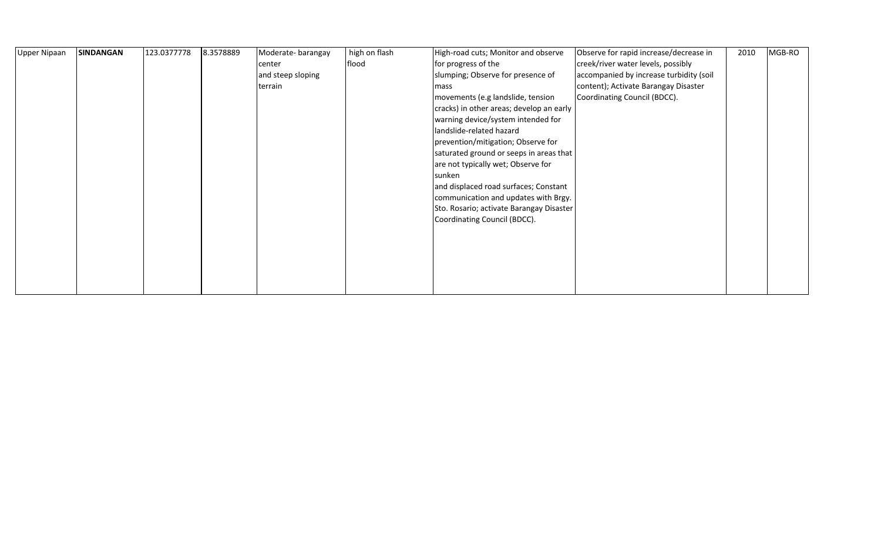| | | | | | | | | | |
|---|---|---|---|---|---|---|---|---|---|
| Upper Nipaan | **SINDANGAN** | 123.0377778 | 8.3578889 | Moderate- barangay center and steep sloping terrain | high on flash flood | High-road cuts; Monitor and observe for progress of the slumping; Observe for presence of mass movements (e.g landslide, tension cracks) in other areas; develop an early warning device/system intended for landslide-related hazard prevention/mitigation; Observe for saturated ground or seeps in areas that are not typically wet; Observe for sunken and displaced road surfaces; Constant communication and updates with Brgy. Sto. Rosario; activate Barangay Disaster Coordinating Council (BDCC). | Observe for rapid increase/decrease in creek/river water levels, possibly accompanied by increase turbidity (soil content); Activate Barangay Disaster Coordinating Council (BDCC). | 2010 | MGB-RO |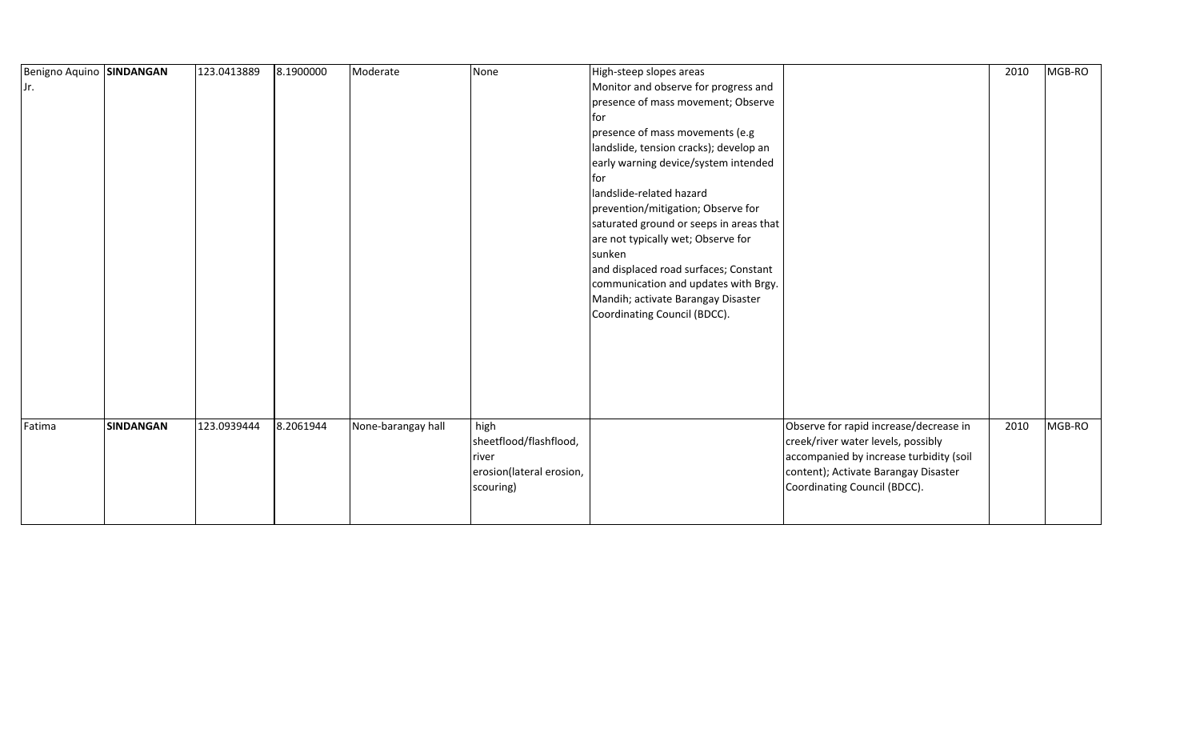| Benigno Aquino Jr. | **SINDANGAN** | 123.0413889 | 8.1900000 | Moderate | None | High-steep slopes areas Monitor and observe for progress and presence of mass movement; Observe for presence of mass movements (e.g landslide, tension cracks); develop an early warning device/system intended for landslide-related hazard prevention/mitigation; Observe for saturated ground or seeps in areas that are not typically wet; Observe for sunken and displaced road surfaces; Constant communication and updates with Brgy. Mandih; activate Barangay Disaster Coordinating Council (BDCC). | | 2010 | MGB-RO |
|---|---|---|---|---|---|---|---|---|---|
| Fatima | **SINDANGAN** | 123.0939444 | 8.2061944 | None-barangay hall | high sheetflood/flashflood, river erosion(lateral erosion, scouring) | | Observe for rapid increase/decrease in creek/river water levels, possibly accompanied by increase turbidity (soil content); Activate Barangay Disaster Coordinating Council (BDCC). | 2010 | MGB-RO |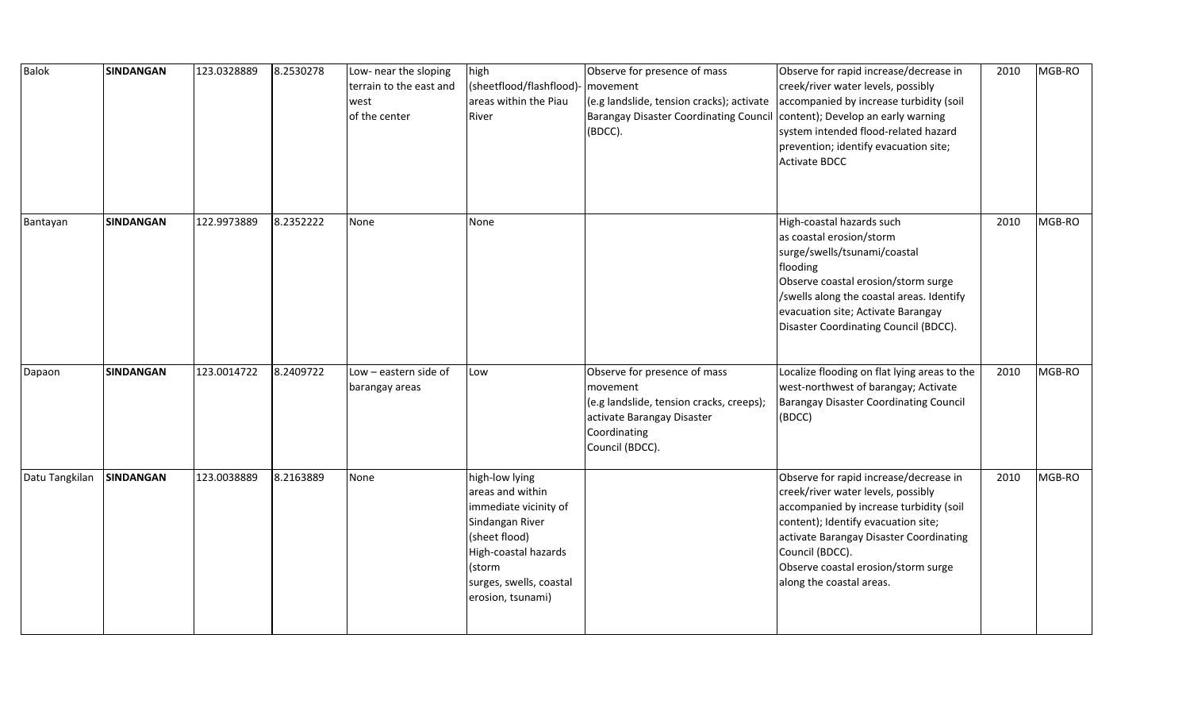| Balok | **SINDANGAN** | 123.0328889 | 8.2530278 | Low- near the sloping terrain to the east and west of the center | high (sheetflood/flashflood)- areas within the Piau River | Observe for presence of mass movement (e.g landslide, tension cracks); activate Barangay Disaster Coordinating Council (BDCC). | Observe for rapid increase/decrease in creek/river water levels, possibly accompanied by increase turbidity (soil content); Develop an early warning system intended flood-related hazard prevention; identify evacuation site; Activate BDCC | 2010 | MGB-RO |
|---|---|---|---|---|---|---|---|---|---|
| Bantayan | **SINDANGAN** | 122.9973889 | 8.2352222 | None | None | | High-coastal hazards such as coastal erosion/storm surge/swells/tsunami/coastal flooding Observe coastal erosion/storm surge /swells along the coastal areas. Identify evacuation site; Activate Barangay Disaster Coordinating Council (BDCC). | 2010 | MGB-RO |
| Dapaon | **SINDANGAN** | 123.0014722 | 8.2409722 | Low – eastern side of barangay areas | Low | Observe for presence of mass movement (e.g landslide, tension cracks, creeps); activate Barangay Disaster Coordinating Council (BDCC). | Localize flooding on flat lying areas to the west-northwest of barangay; Activate Barangay Disaster Coordinating Council (BDCC) | 2010 | MGB-RO |
| Datu Tangkilan | **SINDANGAN** | 123.0038889 | 8.2163889 | None | high-low lying areas and within immediate vicinity of Sindangan River (sheet flood) High-coastal hazards (storm surges, swells, coastal erosion, tsunami) | | Observe for rapid increase/decrease in creek/river water levels, possibly accompanied by increase turbidity (soil content); Identify evacuation site; activate Barangay Disaster Coordinating Council (BDCC). Observe coastal erosion/storm surge along the coastal areas. | 2010 | MGB-RO |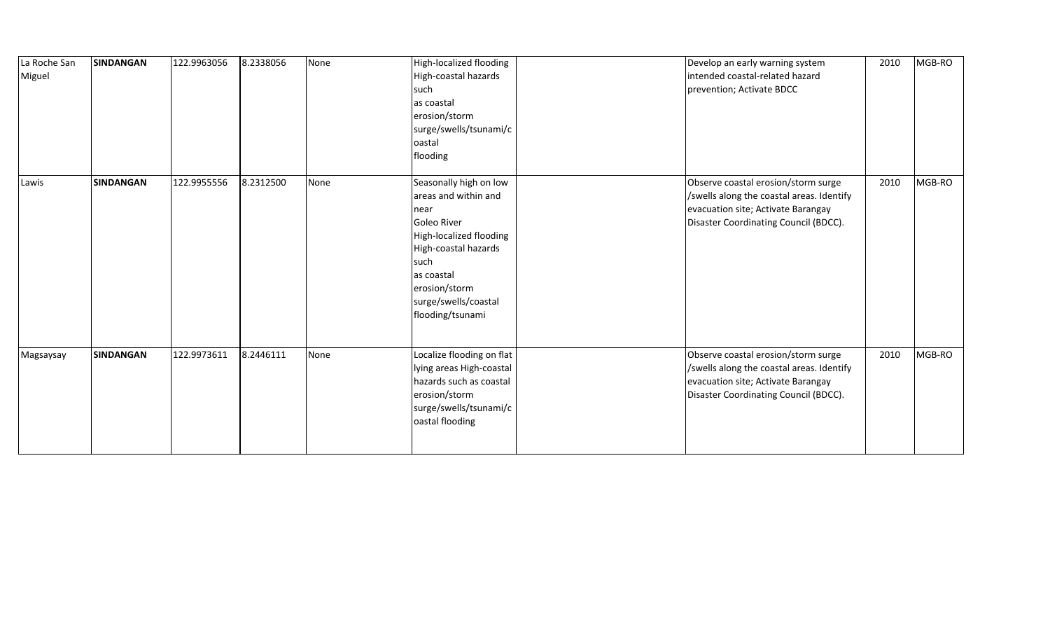| La Roche San Miguel | **SINDANGAN** | 122.9963056 | 8.2338056 | None | High-localized flooding High-coastal hazards such as coastal erosion/storm surge/swells/tsunami/coastal flooding | | Develop an early warning system intended coastal-related hazard prevention; Activate BDCC | 2010 | MGB-RO |
|---|---|---|---|---|---|---|---|---|---|
| Lawis | **SINDANGAN** | 122.9955556 | 8.2312500 | None | Seasonally high on low areas and within and near Goleo River High-localized flooding High-coastal hazards such as coastal erosion/storm surge/swells/coastal flooding/tsunami | | Observe coastal erosion/storm surge /swells along the coastal areas. Identify evacuation site; Activate Barangay Disaster Coordinating Council (BDCC). | 2010 | MGB-RO |
| Magsaysay | **SINDANGAN** | 122.9973611 | 8.2446111 | None | Localize flooding on flat lying areas High-coastal hazards such as coastal erosion/storm surge/swells/tsunami/coastal flooding | | Observe coastal erosion/storm surge /swells along the coastal areas. Identify evacuation site; Activate Barangay Disaster Coordinating Council (BDCC). | 2010 | MGB-RO |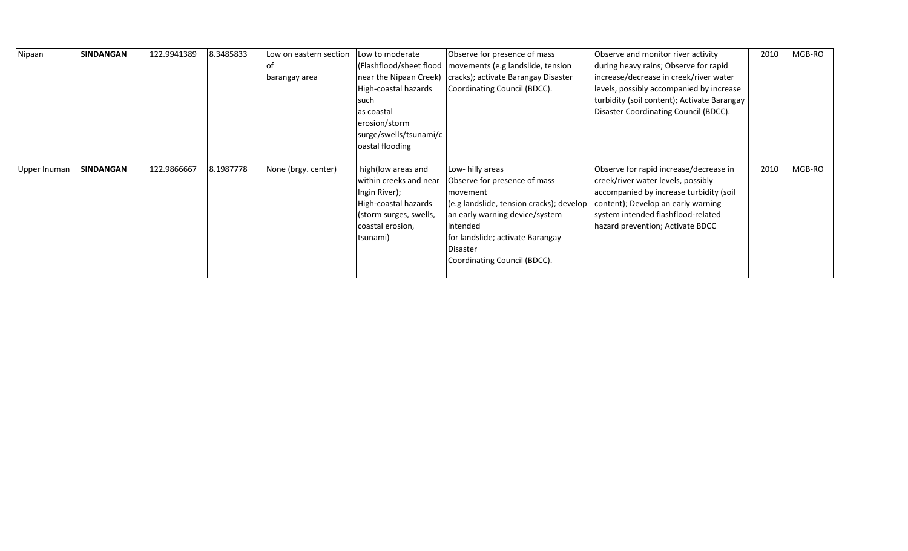| | | | | | | | | | |
|---|---|---|---|---|---|---|---|---|---|
| Nipaan | **SINDANGAN** | 122.9941389 | 8.3485833 | Low on eastern section of barangay area | Low to moderate (Flashflood/sheet flood near the Nipaan Creek) High-coastal hazards such as coastal erosion/storm surge/swells/tsunami/coastal flooding | Observe for presence of mass movements (e.g landslide, tension cracks); activate Barangay Disaster Coordinating Council (BDCC). | Observe and monitor river activity during heavy rains; Observe for rapid increase/decrease in creek/river water levels, possibly accompanied by increase turbidity (soil content); Activate Barangay Disaster Coordinating Council (BDCC). | 2010 | MGB-RO |
| Upper Inuman | **SINDANGAN** | 122.9866667 | 8.1987778 | None (brgy. center) | high(low areas and within creeks and near Ingin River); High-coastal hazards (storm surges, swells, coastal erosion, tsunami) | Low- hilly areas Observe for presence of mass movement (e.g landslide, tension cracks); develop an early warning device/system intended for landslide; activate Barangay Disaster Coordinating Council (BDCC). | Observe for rapid increase/decrease in creek/river water levels, possibly accompanied by increase turbidity (soil content); Develop an early warning system intended flashflood-related hazard prevention; Activate BDCC | 2010 | MGB-RO |